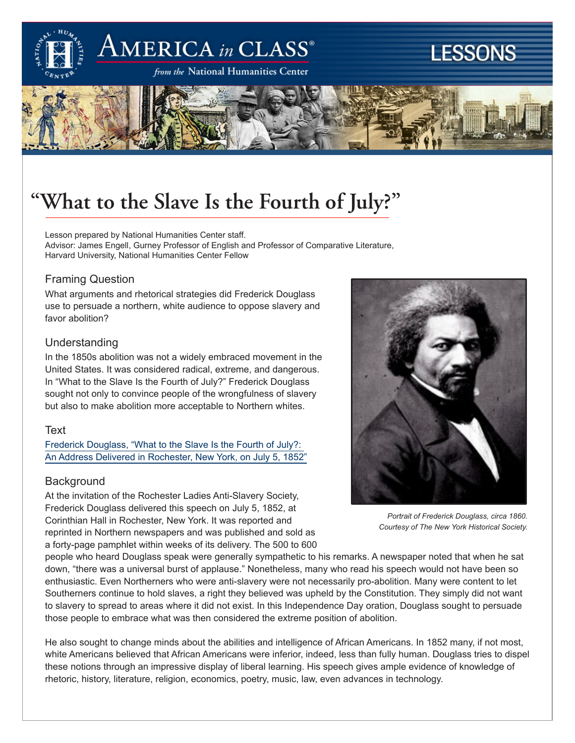# "What to the Slave Is the Fourth of July?"

Lesson prepared by National Humanities Center staff.
Advisor: James Engell, Gurney Professor of English and Professor of Comparative Literature, Harvard University, National Humanities Center Fellow

## Framing Question

What arguments and rhetorical strategies did Frederick Douglass use to persuade a northern, white audience to oppose slavery and favor abolition?

## Understanding

In the 1850s abolition was not a widely embraced movement in the United States. It was considered radical, extreme, and dangerous. In "What to the Slave Is the Fourth of July?" Frederick Douglass sought not only to convince people of the wrongfulness of slavery but also to make abolition more acceptable to Northern whites.

## Text

Frederick Douglass, "What to the Slave Is the Fourth of July?: An Address Delivered in Rochester, New York, on July 5, 1852"

*Portrait of Frederick Douglass, circa 1860. Courtesy of The New York Historical Society.*

## Background

At the invitation of the Rochester Ladies Anti-Slavery Society, Frederick Douglass delivered this speech on July 5, 1852, at Corinthian Hall in Rochester, New York. It was reported and reprinted in Northern newspapers and was published and sold as a forty-page pamphlet within weeks of its delivery. The 500 to 600 people who heard Douglass speak were generally sympathetic to his remarks. A newspaper noted that when he sat down, "there was a universal burst of applause." Nonetheless, many who read his speech would not have been so enthusiastic. Even Northerners who were anti-slavery were not necessarily pro-abolition. Many were content to let Southerners continue to hold slaves, a right they believed was upheld by the Constitution. They simply did not want to slavery to spread to areas where it did not exist. In this Independence Day oration, Douglass sought to persuade those people to embrace what was then considered the extreme position of abolition.

He also sought to change minds about the abilities and intelligence of African Americans. In 1852 many, if not most, white Americans believed that African Americans were inferior, indeed, less than fully human. Douglass tries to dispel these notions through an impressive display of liberal learning. His speech gives ample evidence of knowledge of rhetoric, history, literature, religion, economics, poetry, music, law, even advances in technology.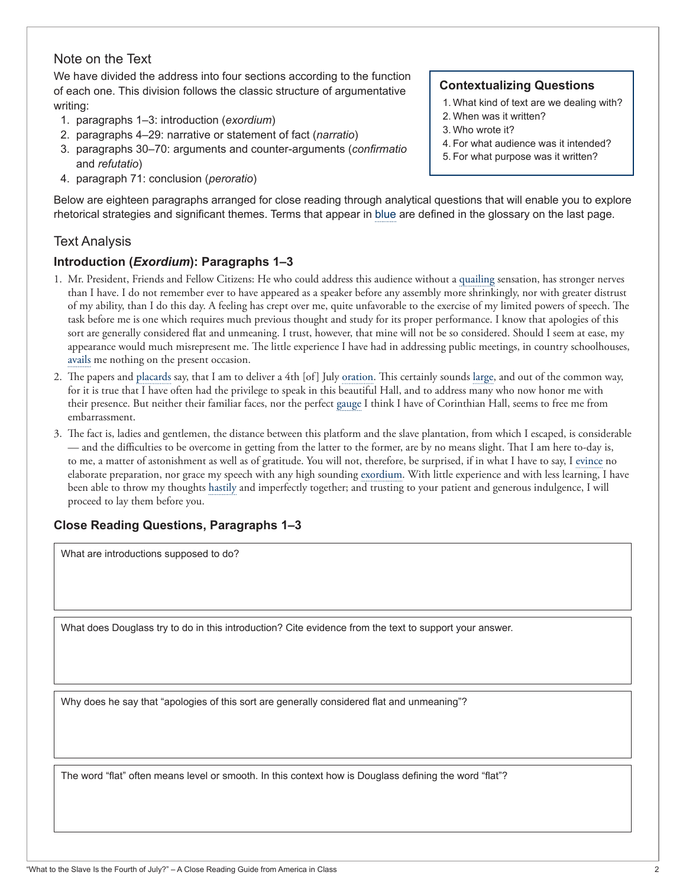## Note on the Text

We have divided the address into four sections according to the function of each one. This division follows the classic structure of argumentative writing:

1. paragraphs 1–3: introduction (*exordium*)
2. paragraphs 4–29: narrative or statement of fact (*narratio*)
3. paragraphs 30–70: arguments and counter-arguments (*confirmatio* and *refutatio*)
4. paragraph 71: conclusion (*peroratio*)

### Contextualizing Questions

1. What kind of text are we dealing with?
2. When was it written?
3. Who wrote it?
4. For what audience was it intended?
5. For what purpose was it written?

Below are eighteen paragraphs arranged for close reading through analytical questions that will enable you to explore rhetorical strategies and significant themes. Terms that appear in blue are defined in the glossary on the last page.

## Text Analysis

### Introduction (*Exordium*): Paragraphs 1–3

1. Mr. President, Friends and Fellow Citizens: He who could address this audience without a quailing sensation, has stronger nerves than I have. I do not remember ever to have appeared as a speaker before any assembly more shrinkingly, nor with greater distrust of my ability, than I do this day. A feeling has crept over me, quite unfavorable to the exercise of my limited powers of speech. The task before me is one which requires much previous thought and study for its proper performance. I know that apologies of this sort are generally considered flat and unmeaning. I trust, however, that mine will not be so considered. Should I seem at ease, my appearance would much misrepresent me. The little experience I have had in addressing public meetings, in country schoolhouses, avails me nothing on the present occasion.
2. The papers and placards say, that I am to deliver a 4th [of] July oration. This certainly sounds large, and out of the common way, for it is true that I have often had the privilege to speak in this beautiful Hall, and to address many who now honor me with their presence. But neither their familiar faces, nor the perfect gauge I think I have of Corinthian Hall, seems to free me from embarrassment.
3. The fact is, ladies and gentlemen, the distance between this platform and the slave plantation, from which I escaped, is considerable — and the difficulties to be overcome in getting from the latter to the former, are by no means slight. That I am here to-day is, to me, a matter of astonishment as well as of gratitude. You will not, therefore, be surprised, if in what I have to say, I evince no elaborate preparation, nor grace my speech with any high sounding exordium. With little experience and with less learning, I have been able to throw my thoughts hastily and imperfectly together; and trusting to your patient and generous indulgence, I will proceed to lay them before you.

### Close Reading Questions, Paragraphs 1–3

What are introductions supposed to do?

What does Douglass try to do in this introduction? Cite evidence from the text to support your answer.

Why does he say that "apologies of this sort are generally considered flat and unmeaning"?

The word "flat" often means level or smooth. In this context how is Douglass defining the word "flat"?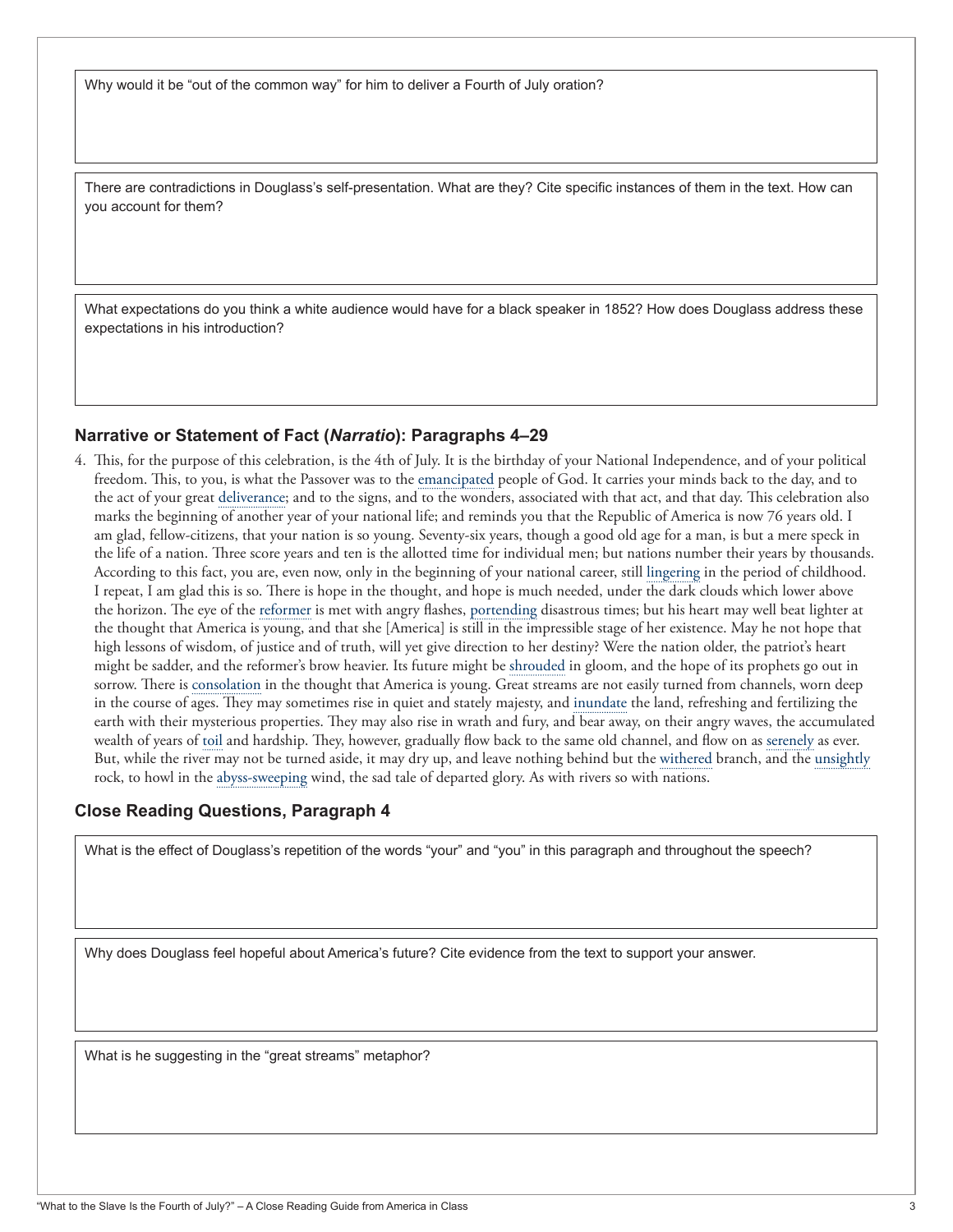Why would it be "out of the common way" for him to deliver a Fourth of July oration?

There are contradictions in Douglass's self-presentation. What are they? Cite specific instances of them in the text. How can you account for them?

What expectations do you think a white audience would have for a black speaker in 1852? How does Douglass address these expectations in his introduction?

## Narrative or Statement of Fact (*Narratio*): Paragraphs 4–29

4. This, for the purpose of this celebration, is the 4th of July. It is the birthday of your National Independence, and of your political freedom. This, to you, is what the Passover was to the emancipated people of God. It carries your minds back to the day, and to the act of your great deliverance; and to the signs, and to the wonders, associated with that act, and that day. This celebration also marks the beginning of another year of your national life; and reminds you that the Republic of America is now 76 years old. I am glad, fellow-citizens, that your nation is so young. Seventy-six years, though a good old age for a man, is but a mere speck in the life of a nation. Three score years and ten is the allotted time for individual men; but nations number their years by thousands. According to this fact, you are, even now, only in the beginning of your national career, still lingering in the period of childhood. I repeat, I am glad this is so. There is hope in the thought, and hope is much needed, under the dark clouds which lower above the horizon. The eye of the reformer is met with angry flashes, portending disastrous times; but his heart may well beat lighter at the thought that America is young, and that she [America] is still in the impressible stage of her existence. May he not hope that high lessons of wisdom, of justice and of truth, will yet give direction to her destiny? Were the nation older, the patriot's heart might be sadder, and the reformer's brow heavier. Its future might be shrouded in gloom, and the hope of its prophets go out in sorrow. There is consolation in the thought that America is young. Great streams are not easily turned from channels, worn deep in the course of ages. They may sometimes rise in quiet and stately majesty, and inundate the land, refreshing and fertilizing the earth with their mysterious properties. They may also rise in wrath and fury, and bear away, on their angry waves, the accumulated wealth of years of toil and hardship. They, however, gradually flow back to the same old channel, and flow on as serenely as ever. But, while the river may not be turned aside, it may dry up, and leave nothing behind but the withered branch, and the unsightly rock, to howl in the abyss-sweeping wind, the sad tale of departed glory. As with rivers so with nations.

## Close Reading Questions, Paragraph 4

What is the effect of Douglass's repetition of the words "your" and "you" in this paragraph and throughout the speech?

Why does Douglass feel hopeful about America's future? Cite evidence from the text to support your answer.

What is he suggesting in the "great streams" metaphor?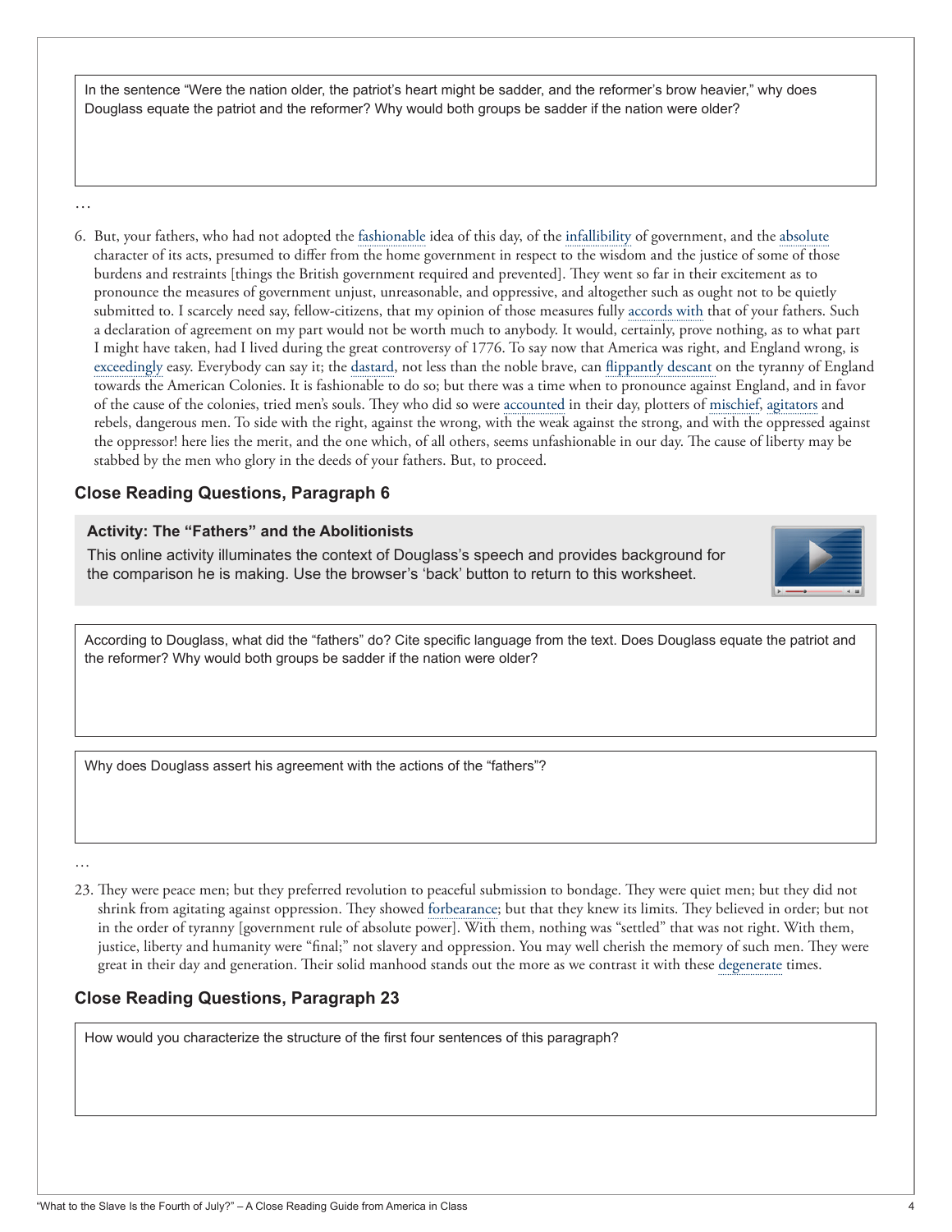In the sentence "Were the nation older, the patriot's heart might be sadder, and the reformer's brow heavier," why does Douglass equate the patriot and the reformer? Why would both groups be sadder if the nation were older?

…

6. But, your fathers, who had not adopted the fashionable idea of this day, of the infallibility of government, and the absolute character of its acts, presumed to differ from the home government in respect to the wisdom and the justice of some of those burdens and restraints [things the British government required and prevented]. They went so far in their excitement as to pronounce the measures of government unjust, unreasonable, and oppressive, and altogether such as ought not to be quietly submitted to. I scarcely need say, fellow-citizens, that my opinion of those measures fully accords with that of your fathers. Such a declaration of agreement on my part would not be worth much to anybody. It would, certainly, prove nothing, as to what part I might have taken, had I lived during the great controversy of 1776. To say now that America was right, and England wrong, is exceedingly easy. Everybody can say it; the dastard, not less than the noble brave, can flippantly descant on the tyranny of England towards the American Colonies. It is fashionable to do so; but there was a time when to pronounce against England, and in favor of the cause of the colonies, tried men's souls. They who did so were accounted in their day, plotters of mischief, agitators and rebels, dangerous men. To side with the right, against the wrong, with the weak against the strong, and with the oppressed against the oppressor! here lies the merit, and the one which, of all others, seems unfashionable in our day. The cause of liberty may be stabbed by the men who glory in the deeds of your fathers. But, to proceed.

### Close Reading Questions, Paragraph 6

**Activity: The "Fathers" and the Abolitionists**

This online activity illuminates the context of Douglass's speech and provides background for the comparison he is making. Use the browser's 'back' button to return to this worksheet.

According to Douglass, what did the "fathers" do? Cite specific language from the text. Does Douglass equate the patriot and the reformer? Why would both groups be sadder if the nation were older?

Why does Douglass assert his agreement with the actions of the "fathers"?

…

23. They were peace men; but they preferred revolution to peaceful submission to bondage. They were quiet men; but they did not shrink from agitating against oppression. They showed forbearance; but that they knew its limits. They believed in order; but not in the order of tyranny [government rule of absolute power]. With them, nothing was "settled" that was not right. With them, justice, liberty and humanity were "final;" not slavery and oppression. You may well cherish the memory of such men. They were great in their day and generation. Their solid manhood stands out the more as we contrast it with these degenerate times.

### Close Reading Questions, Paragraph 23

How would you characterize the structure of the first four sentences of this paragraph?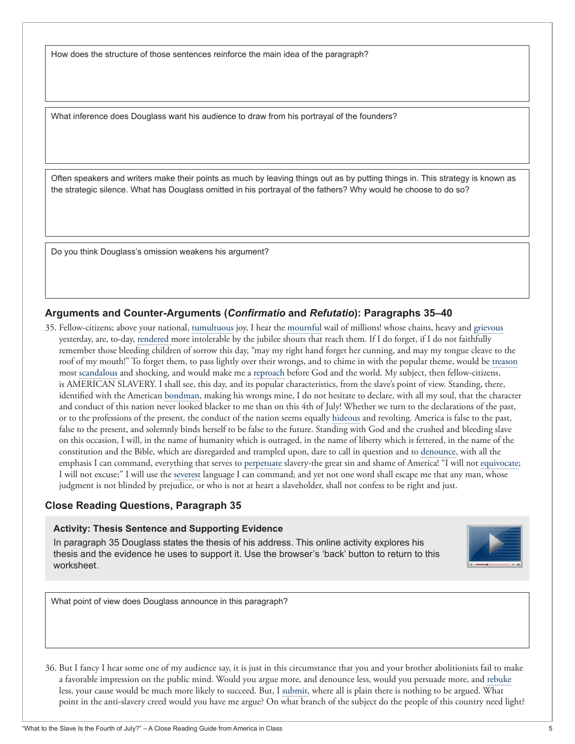How does the structure of those sentences reinforce the main idea of the paragraph?

What inference does Douglass want his audience to draw from his portrayal of the founders?

Often speakers and writers make their points as much by leaving things out as by putting things in. This strategy is known as the strategic silence. What has Douglass omitted in his portrayal of the fathers? Why would he choose to do so?

Do you think Douglass's omission weakens his argument?

## Arguments and Counter-Arguments (*Confirmatio* and *Refutatio*): Paragraphs 35–40

35. Fellow-citizens; above your national, tumultuous joy, I hear the mournful wail of millions! whose chains, heavy and grievous yesterday, are, to-day, rendered more intolerable by the jubilee shouts that reach them. If I do forget, if I do not faithfully remember those bleeding children of sorrow this day, "may my right hand forget her cunning, and may my tongue cleave to the roof of my mouth!" To forget them, to pass lightly over their wrongs, and to chime in with the popular theme, would be treason most scandalous and shocking, and would make me a reproach before God and the world. My subject, then fellow-citizens, is AMERICAN SLAVERY. I shall see, this day, and its popular characteristics, from the slave's point of view. Standing, there, identified with the American bondman, making his wrongs mine, I do not hesitate to declare, with all my soul, that the character and conduct of this nation never looked blacker to me than on this 4th of July! Whether we turn to the declarations of the past, or to the professions of the present, the conduct of the nation seems equally hideous and revolting. America is false to the past, false to the present, and solemnly binds herself to be false to the future. Standing with God and the crushed and bleeding slave on this occasion, I will, in the name of humanity which is outraged, in the name of liberty which is fettered, in the name of the constitution and the Bible, which are disregarded and trampled upon, dare to call in question and to denounce, with all the emphasis I can command, everything that serves to perpetuate slavery-the great sin and shame of America! "I will not equivocate; I will not excuse;" I will use the severest language I can command; and yet not one word shall escape me that any man, whose judgment is not blinded by prejudice, or who is not at heart a slaveholder, shall not confess to be right and just.

## Close Reading Questions, Paragraph 35

**Activity: Thesis Sentence and Supporting Evidence**

In paragraph 35 Douglass states the thesis of his address. This online activity explores his thesis and the evidence he uses to support it. Use the browser's 'back' button to return to this worksheet.

What point of view does Douglass announce in this paragraph?

36. But I fancy I hear some one of my audience say, it is just in this circumstance that you and your brother abolitionists fail to make a favorable impression on the public mind. Would you argue more, and denounce less, would you persuade more, and rebuke less, your cause would be much more likely to succeed. But, I submit, where all is plain there is nothing to be argued. What point in the anti-slavery creed would you have me argue? On what branch of the subject do the people of this country need light?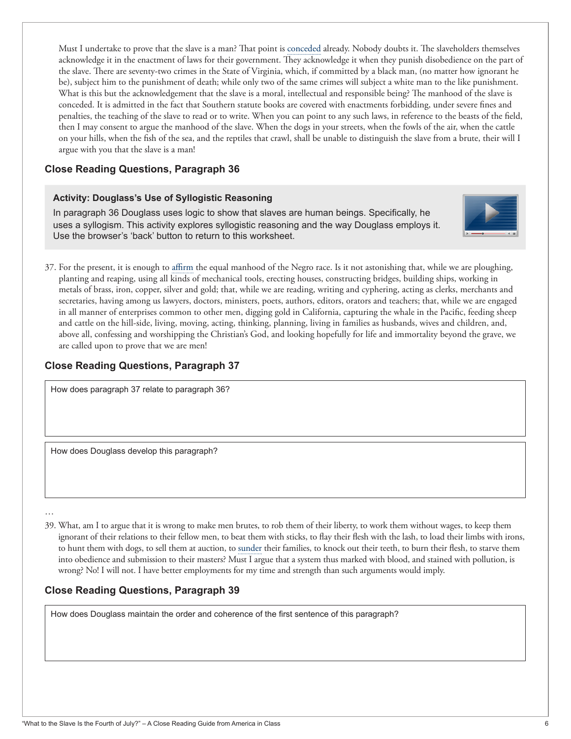Must I undertake to prove that the slave is a man? That point is conceded already. Nobody doubts it. The slaveholders themselves acknowledge it in the enactment of laws for their government. They acknowledge it when they punish disobedience on the part of the slave. There are seventy-two crimes in the State of Virginia, which, if committed by a black man, (no matter how ignorant he be), subject him to the punishment of death; while only two of the same crimes will subject a white man to the like punishment. What is this but the acknowledgement that the slave is a moral, intellectual and responsible being? The manhood of the slave is conceded. It is admitted in the fact that Southern statute books are covered with enactments forbidding, under severe fines and penalties, the teaching of the slave to read or to write. When you can point to any such laws, in reference to the beasts of the field, then I may consent to argue the manhood of the slave. When the dogs in your streets, when the fowls of the air, when the cattle on your hills, when the fish of the sea, and the reptiles that crawl, shall be unable to distinguish the slave from a brute, their will I argue with you that the slave is a man!

## Close Reading Questions, Paragraph 36

**Activity: Douglass's Use of Syllogistic Reasoning**

In paragraph 36 Douglass uses logic to show that slaves are human beings. Specifically, he uses a syllogism. This activity explores syllogistic reasoning and the way Douglass employs it. Use the browser's 'back' button to return to this worksheet.

37. For the present, it is enough to affirm the equal manhood of the Negro race. Is it not astonishing that, while we are ploughing, planting and reaping, using all kinds of mechanical tools, erecting houses, constructing bridges, building ships, working in metals of brass, iron, copper, silver and gold; that, while we are reading, writing and cyphering, acting as clerks, merchants and secretaries, having among us lawyers, doctors, ministers, poets, authors, editors, orators and teachers; that, while we are engaged in all manner of enterprises common to other men, digging gold in California, capturing the whale in the Pacific, feeding sheep and cattle on the hill-side, living, moving, acting, thinking, planning, living in families as husbands, wives and children, and, above all, confessing and worshipping the Christian's God, and looking hopefully for life and immortality beyond the grave, we are called upon to prove that we are men!

## Close Reading Questions, Paragraph 37

How does paragraph 37 relate to paragraph 36?

How does Douglass develop this paragraph?

…

39. What, am I to argue that it is wrong to make men brutes, to rob them of their liberty, to work them without wages, to keep them ignorant of their relations to their fellow men, to beat them with sticks, to flay their flesh with the lash, to load their limbs with irons, to hunt them with dogs, to sell them at auction, to sunder their families, to knock out their teeth, to burn their flesh, to starve them into obedience and submission to their masters? Must I argue that a system thus marked with blood, and stained with pollution, is wrong? No! I will not. I have better employments for my time and strength than such arguments would imply.

## Close Reading Questions, Paragraph 39

How does Douglass maintain the order and coherence of the first sentence of this paragraph?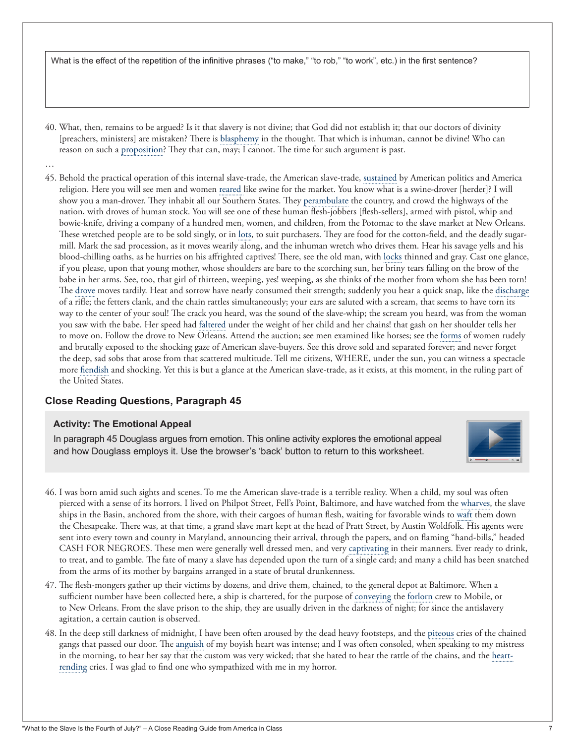What is the effect of the repetition of the infinitive phrases ("to make," "to rob," "to work", etc.) in the first sentence?

40. What, then, remains to be argued? Is it that slavery is not divine; that God did not establish it; that our doctors of divinity [preachers, ministers] are mistaken? There is blasphemy in the thought. That which is inhuman, cannot be divine! Who can reason on such a proposition? They that can, may; I cannot. The time for such argument is past.

…

45. Behold the practical operation of this internal slave-trade, the American slave-trade, sustained by American politics and America religion. Here you will see men and women reared like swine for the market. You know what is a swine-drover [herder]? I will show you a man-drover. They inhabit all our Southern States. They perambulate the country, and crowd the highways of the nation, with droves of human stock. You will see one of these human flesh-jobbers [flesh-sellers], armed with pistol, whip and bowie-knife, driving a company of a hundred men, women, and children, from the Potomac to the slave market at New Orleans. These wretched people are to be sold singly, or in lots, to suit purchasers. They are food for the cotton-field, and the deadly sugar-mill. Mark the sad procession, as it moves wearily along, and the inhuman wretch who drives them. Hear his savage yells and his blood-chilling oaths, as he hurries on his affrighted captives! There, see the old man, with locks thinned and gray. Cast one glance, if you please, upon that young mother, whose shoulders are bare to the scorching sun, her briny tears falling on the brow of the babe in her arms. See, too, that girl of thirteen, weeping, yes! weeping, as she thinks of the mother from whom she has been torn! The drove moves tardily. Heat and sorrow have nearly consumed their strength; suddenly you hear a quick snap, like the discharge of a rifle; the fetters clank, and the chain rattles simultaneously; your ears are saluted with a scream, that seems to have torn its way to the center of your soul! The crack you heard, was the sound of the slave-whip; the scream you heard, was from the woman you saw with the babe. Her speed had faltered under the weight of her child and her chains! that gash on her shoulder tells her to move on. Follow the drove to New Orleans. Attend the auction; see men examined like horses; see the forms of women rudely and brutally exposed to the shocking gaze of American slave-buyers. See this drove sold and separated forever; and never forget the deep, sad sobs that arose from that scattered multitude. Tell me citizens, WHERE, under the sun, you can witness a spectacle more fiendish and shocking. Yet this is but a glance at the American slave-trade, as it exists, at this moment, in the ruling part of the United States.

## Close Reading Questions, Paragraph 45

### Activity: The Emotional Appeal

In paragraph 45 Douglass argues from emotion. This online activity explores the emotional appeal and how Douglass employs it. Use the browser's 'back' button to return to this worksheet.

46. I was born amid such sights and scenes. To me the American slave-trade is a terrible reality. When a child, my soul was often pierced with a sense of its horrors. I lived on Philpot Street, Fell's Point, Baltimore, and have watched from the wharves, the slave ships in the Basin, anchored from the shore, with their cargoes of human flesh, waiting for favorable winds to waft them down the Chesapeake. There was, at that time, a grand slave mart kept at the head of Pratt Street, by Austin Woldfolk. His agents were sent into every town and county in Maryland, announcing their arrival, through the papers, and on flaming "hand-bills," headed CASH FOR NEGROES. These men were generally well dressed men, and very captivating in their manners. Ever ready to drink, to treat, and to gamble. The fate of many a slave has depended upon the turn of a single card; and many a child has been snatched from the arms of its mother by bargains arranged in a state of brutal drunkenness.

47. The flesh-mongers gather up their victims by dozens, and drive them, chained, to the general depot at Baltimore. When a sufficient number have been collected here, a ship is chartered, for the purpose of conveying the forlorn crew to Mobile, or to New Orleans. From the slave prison to the ship, they are usually driven in the darkness of night; for since the antislavery agitation, a certain caution is observed.

48. In the deep still darkness of midnight, I have been often aroused by the dead heavy footsteps, and the piteous cries of the chained gangs that passed our door. The anguish of my boyish heart was intense; and I was often consoled, when speaking to my mistress in the morning, to hear her say that the custom was very wicked; that she hated to hear the rattle of the chains, and the heart-rending cries. I was glad to find one who sympathized with me in my horror.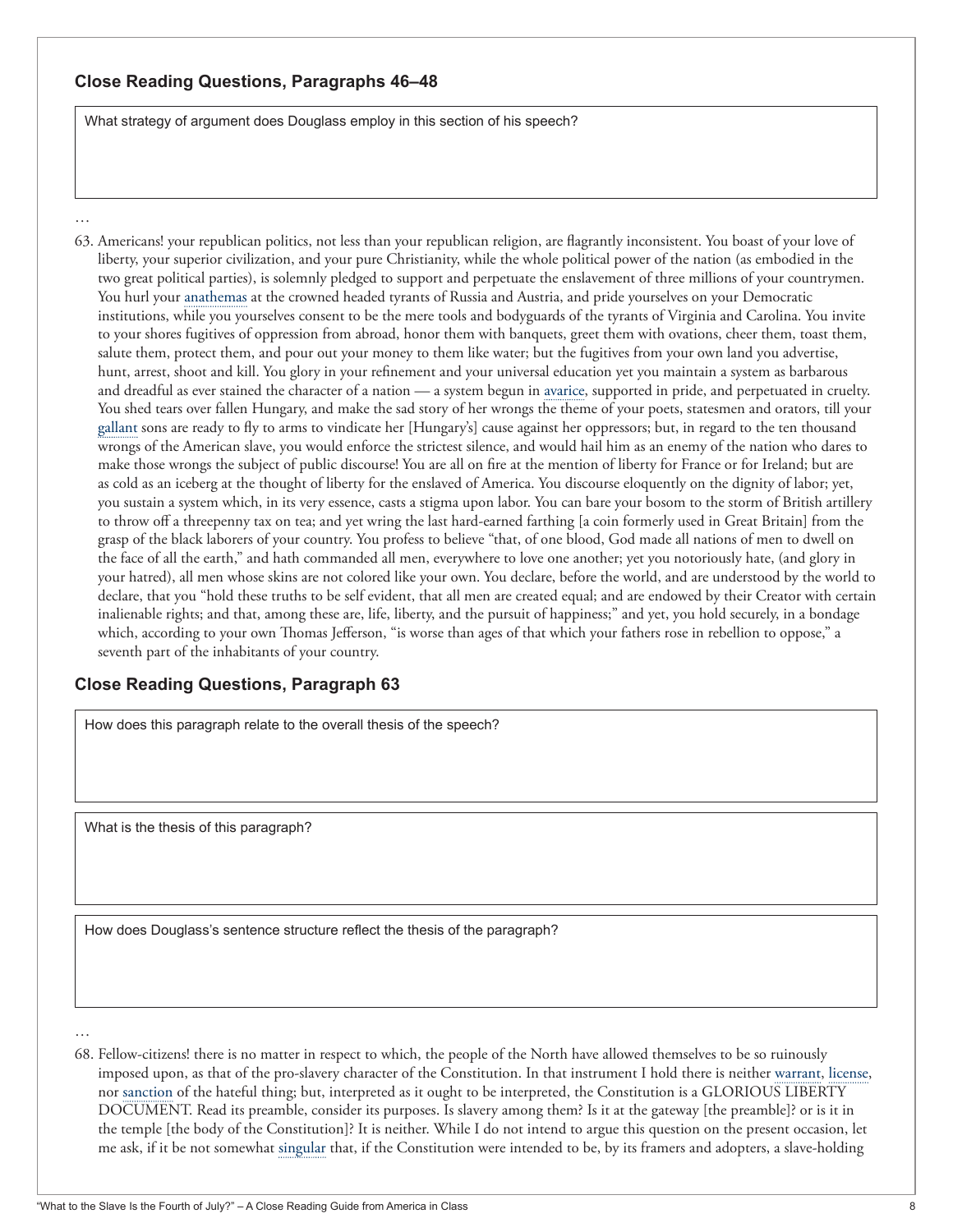### Close Reading Questions, Paragraphs 46–48

What strategy of argument does Douglass employ in this section of his speech?

…

63. Americans! your republican politics, not less than your republican religion, are flagrantly inconsistent. You boast of your love of liberty, your superior civilization, and your pure Christianity, while the whole political power of the nation (as embodied in the two great political parties), is solemnly pledged to support and perpetuate the enslavement of three millions of your countrymen. You hurl your anathemas at the crowned headed tyrants of Russia and Austria, and pride yourselves on your Democratic institutions, while you yourselves consent to be the mere tools and bodyguards of the tyrants of Virginia and Carolina. You invite to your shores fugitives of oppression from abroad, honor them with banquets, greet them with ovations, cheer them, toast them, salute them, protect them, and pour out your money to them like water; but the fugitives from your own land you advertise, hunt, arrest, shoot and kill. You glory in your refinement and your universal education yet you maintain a system as barbarous and dreadful as ever stained the character of a nation — a system begun in avarice, supported in pride, and perpetuated in cruelty. You shed tears over fallen Hungary, and make the sad story of her wrongs the theme of your poets, statesmen and orators, till your gallant sons are ready to fly to arms to vindicate her [Hungary's] cause against her oppressors; but, in regard to the ten thousand wrongs of the American slave, you would enforce the strictest silence, and would hail him as an enemy of the nation who dares to make those wrongs the subject of public discourse! You are all on fire at the mention of liberty for France or for Ireland; but are as cold as an iceberg at the thought of liberty for the enslaved of America. You discourse eloquently on the dignity of labor; yet, you sustain a system which, in its very essence, casts a stigma upon labor. You can bare your bosom to the storm of British artillery to throw off a threepenny tax on tea; and yet wring the last hard-earned farthing [a coin formerly used in Great Britain] from the grasp of the black laborers of your country. You profess to believe "that, of one blood, God made all nations of men to dwell on the face of all the earth," and hath commanded all men, everywhere to love one another; yet you notoriously hate, (and glory in your hatred), all men whose skins are not colored like your own. You declare, before the world, and are understood by the world to declare, that you "hold these truths to be self evident, that all men are created equal; and are endowed by their Creator with certain inalienable rights; and that, among these are, life, liberty, and the pursuit of happiness;" and yet, you hold securely, in a bondage which, according to your own Thomas Jefferson, "is worse than ages of that which your fathers rose in rebellion to oppose," a seventh part of the inhabitants of your country.

### Close Reading Questions, Paragraph 63

How does this paragraph relate to the overall thesis of the speech?

What is the thesis of this paragraph?

How does Douglass's sentence structure reflect the thesis of the paragraph?

…

68. Fellow-citizens! there is no matter in respect to which, the people of the North have allowed themselves to be so ruinously imposed upon, as that of the pro-slavery character of the Constitution. In that instrument I hold there is neither warrant, license, nor sanction of the hateful thing; but, interpreted as it ought to be interpreted, the Constitution is a GLORIOUS LIBERTY DOCUMENT. Read its preamble, consider its purposes. Is slavery among them? Is it at the gateway [the preamble]? or is it in the temple [the body of the Constitution]? It is neither. While I do not intend to argue this question on the present occasion, let me ask, if it be not somewhat singular that, if the Constitution were intended to be, by its framers and adopters, a slave-holding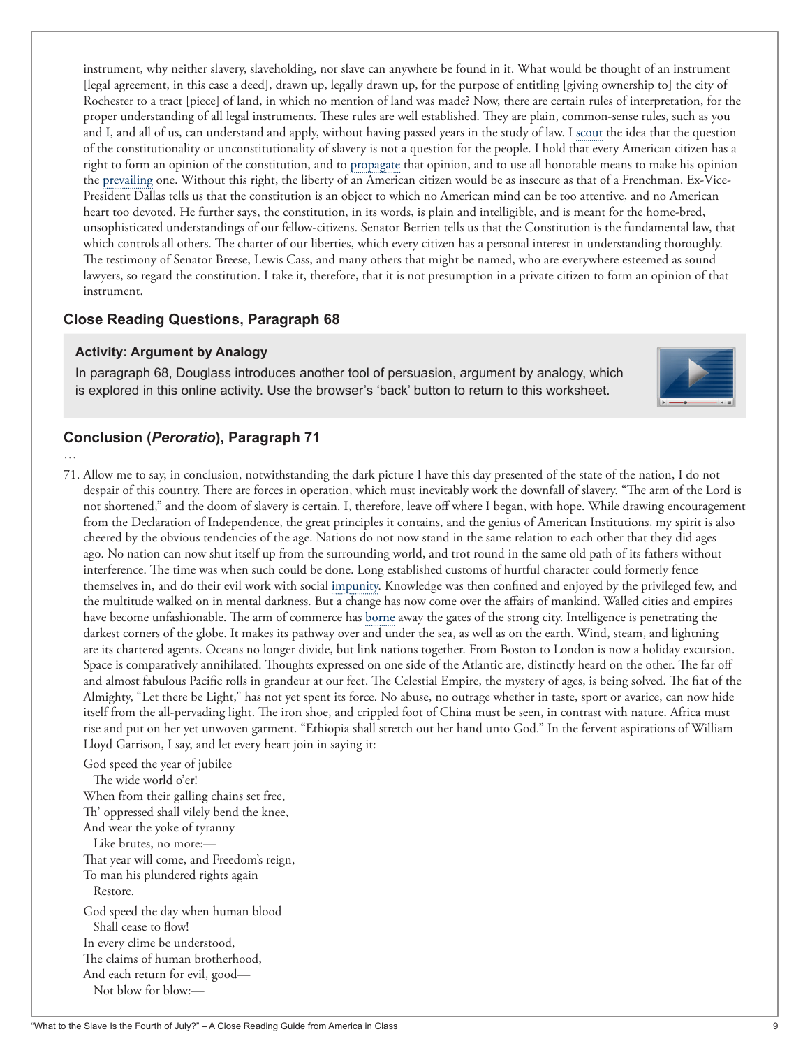instrument, why neither slavery, slaveholding, nor slave can anywhere be found in it. What would be thought of an instrument [legal agreement, in this case a deed], drawn up, legally drawn up, for the purpose of entitling [giving ownership to] the city of Rochester to a tract [piece] of land, in which no mention of land was made? Now, there are certain rules of interpretation, for the proper understanding of all legal instruments. These rules are well established. They are plain, common-sense rules, such as you and I, and all of us, can understand and apply, without having passed years in the study of law. I scout the idea that the question of the constitutionality or unconstitutionality of slavery is not a question for the people. I hold that every American citizen has a right to form an opinion of the constitution, and to propagate that opinion, and to use all honorable means to make his opinion the prevailing one. Without this right, the liberty of an American citizen would be as insecure as that of a Frenchman. Ex-Vice-President Dallas tells us that the constitution is an object to which no American mind can be too attentive, and no American heart too devoted. He further says, the constitution, in its words, is plain and intelligible, and is meant for the home-bred, unsophisticated understandings of our fellow-citizens. Senator Berrien tells us that the Constitution is the fundamental law, that which controls all others. The charter of our liberties, which every citizen has a personal interest in understanding thoroughly. The testimony of Senator Breese, Lewis Cass, and many others that might be named, who are everywhere esteemed as sound lawyers, so regard the constitution. I take it, therefore, that it is not presumption in a private citizen to form an opinion of that instrument.

## Close Reading Questions, Paragraph 68

**Activity: Argument by Analogy**

In paragraph 68, Douglass introduces another tool of persuasion, argument by analogy, which is explored in this online activity. Use the browser's 'back' button to return to this worksheet.

## Conclusion (*Peroratio*), Paragraph 71

…

71. Allow me to say, in conclusion, notwithstanding the dark picture I have this day presented of the state of the nation, I do not despair of this country. There are forces in operation, which must inevitably work the downfall of slavery. "The arm of the Lord is not shortened," and the doom of slavery is certain. I, therefore, leave off where I began, with hope. While drawing encouragement from the Declaration of Independence, the great principles it contains, and the genius of American Institutions, my spirit is also cheered by the obvious tendencies of the age. Nations do not now stand in the same relation to each other that they did ages ago. No nation can now shut itself up from the surrounding world, and trot round in the same old path of its fathers without interference. The time was when such could be done. Long established customs of hurtful character could formerly fence themselves in, and do their evil work with social impunity. Knowledge was then confined and enjoyed by the privileged few, and the multitude walked on in mental darkness. But a change has now come over the affairs of mankind. Walled cities and empires have become unfashionable. The arm of commerce has borne away the gates of the strong city. Intelligence is penetrating the darkest corners of the globe. It makes its pathway over and under the sea, as well as on the earth. Wind, steam, and lightning are its chartered agents. Oceans no longer divide, but link nations together. From Boston to London is now a holiday excursion. Space is comparatively annihilated. Thoughts expressed on one side of the Atlantic are, distinctly heard on the other. The far off and almost fabulous Pacific rolls in grandeur at our feet. The Celestial Empire, the mystery of ages, is being solved. The fiat of the Almighty, "Let there be Light," has not yet spent its force. No abuse, no outrage whether in taste, sport or avarice, can now hide itself from the all-pervading light. The iron shoe, and crippled foot of China must be seen, in contrast with nature. Africa must rise and put on her yet unwoven garment. "Ethiopia shall stretch out her hand unto God." In the fervent aspirations of William Lloyd Garrison, I say, and let every heart join in saying it:

God speed the year of jubilee  
  The wide world o'er!  
When from their galling chains set free,  
Th' oppressed shall vilely bend the knee,  
And wear the yoke of tyranny  
  Like brutes, no more:—  
That year will come, and Freedom's reign,  
To man his plundered rights again  
  Restore.

God speed the day when human blood  
  Shall cease to flow!  
In every clime be understood,  
The claims of human brotherhood,  
And each return for evil, good—  
  Not blow for blow:—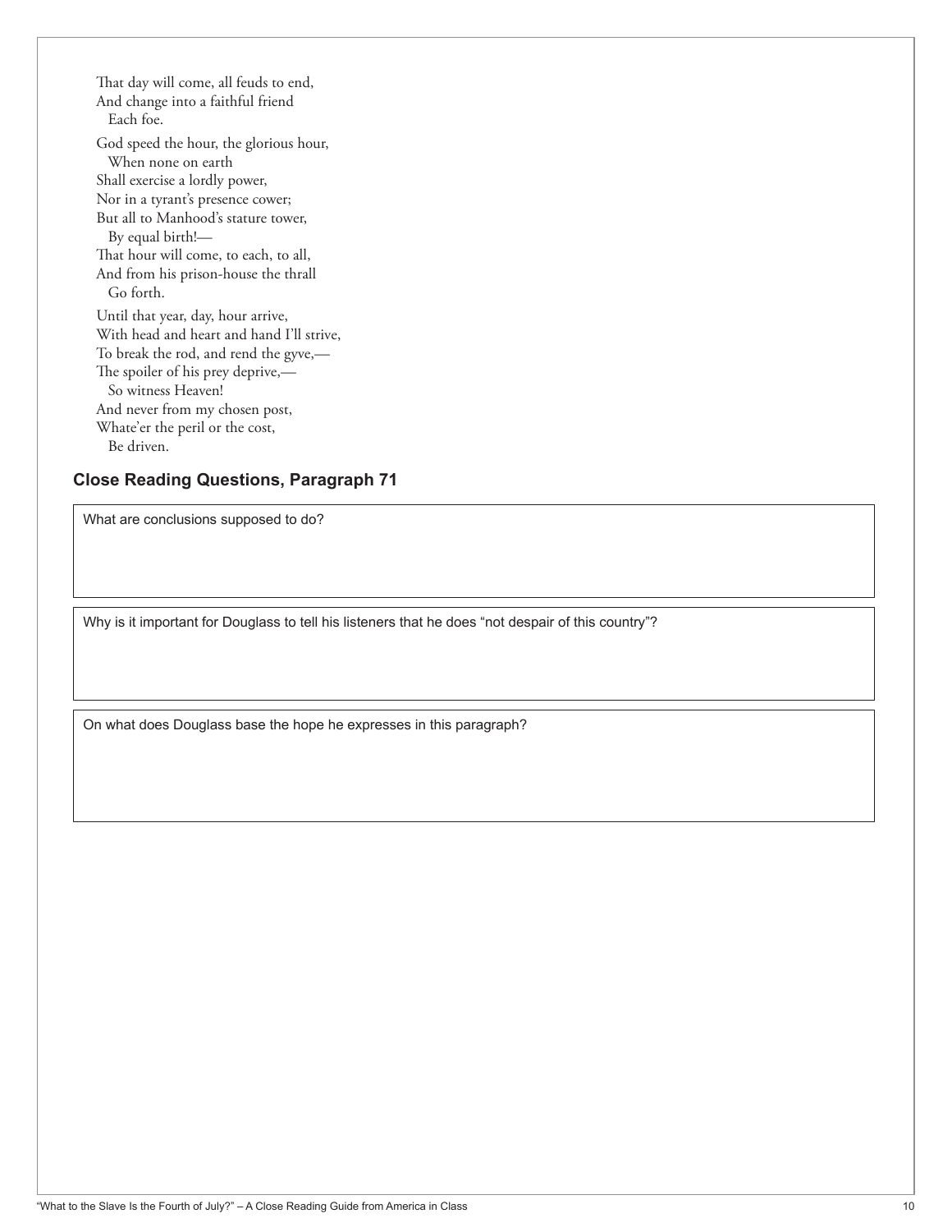That day will come, all feuds to end,  
And change into a faithful friend  
  Each foe.

God speed the hour, the glorious hour,  
  When none on earth  
Shall exercise a lordly power,  
Nor in a tyrant's presence cower;  
But all to Manhood's stature tower,  
  By equal birth!—  
That hour will come, to each, to all,  
And from his prison-house the thrall  
  Go forth.

Until that year, day, hour arrive,  
With head and heart and hand I'll strive,  
To break the rod, and rend the gyve,—  
The spoiler of his prey deprive,—  
  So witness Heaven!  
And never from my chosen post,  
Whate'er the peril or the cost,  
  Be driven.

### Close Reading Questions, Paragraph 71

What are conclusions supposed to do?

Why is it important for Douglass to tell his listeners that he does "not despair of this country"?

On what does Douglass base the hope he expresses in this paragraph?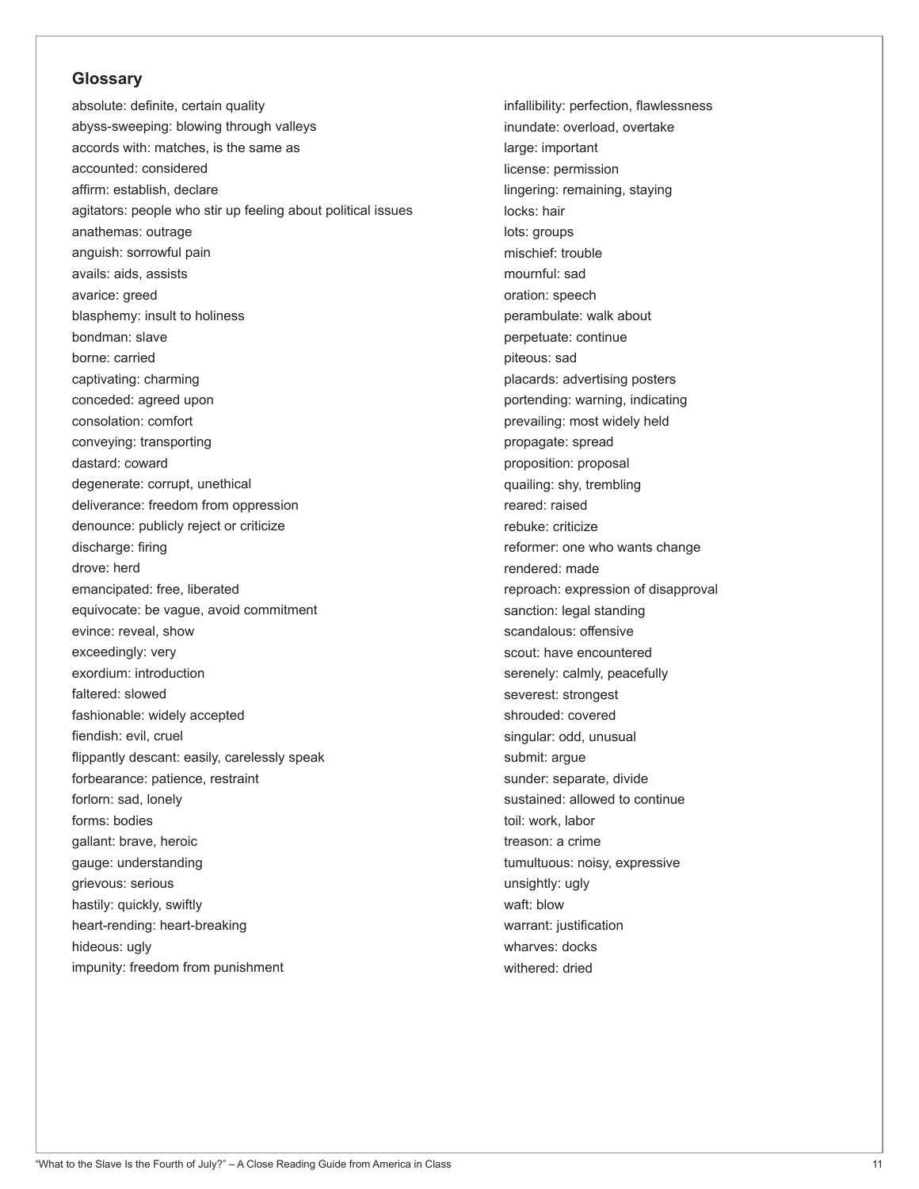## Glossary

absolute: definite, certain quality
abyss-sweeping: blowing through valleys
accords with: matches, is the same as
accounted: considered
affirm: establish, declare
agitators: people who stir up feeling about political issues
anathemas: outrage
anguish: sorrowful pain
avails: aids, assists
avarice: greed
blasphemy: insult to holiness
bondman: slave
borne: carried
captivating: charming
conceded: agreed upon
consolation: comfort
conveying: transporting
dastard: coward
degenerate: corrupt, unethical
deliverance: freedom from oppression
denounce: publicly reject or criticize
discharge: firing
drove: herd
emancipated: free, liberated
equivocate: be vague, avoid commitment
evince: reveal, show
exceedingly: very
exordium: introduction
faltered: slowed
fashionable: widely accepted
fiendish: evil, cruel
flippantly descant: easily, carelessly speak
forbearance: patience, restraint
forlorn: sad, lonely
forms: bodies
gallant: brave, heroic
gauge: understanding
grievous: serious
hastily: quickly, swiftly
heart-rending: heart-breaking
hideous: ugly
impunity: freedom from punishment
infallibility: perfection, flawlessness
inundate: overload, overtake
large: important
license: permission
lingering: remaining, staying
locks: hair
lots: groups
mischief: trouble
mournful: sad
oration: speech
perambulate: walk about
perpetuate: continue
piteous: sad
placards: advertising posters
portending: warning, indicating
prevailing: most widely held
propagate: spread
proposition: proposal
quailing: shy, trembling
reared: raised
rebuke: criticize
reformer: one who wants change
rendered: made
reproach: expression of disapproval
sanction: legal standing
scandalous: offensive
scout: have encountered
serenely: calmly, peacefully
severest: strongest
shrouded: covered
singular: odd, unusual
submit: argue
sunder: separate, divide
sustained: allowed to continue
toil: work, labor
treason: a crime
tumultuous: noisy, expressive
unsightly: ugly
waft: blow
warrant: justification
wharves: docks
withered: dried